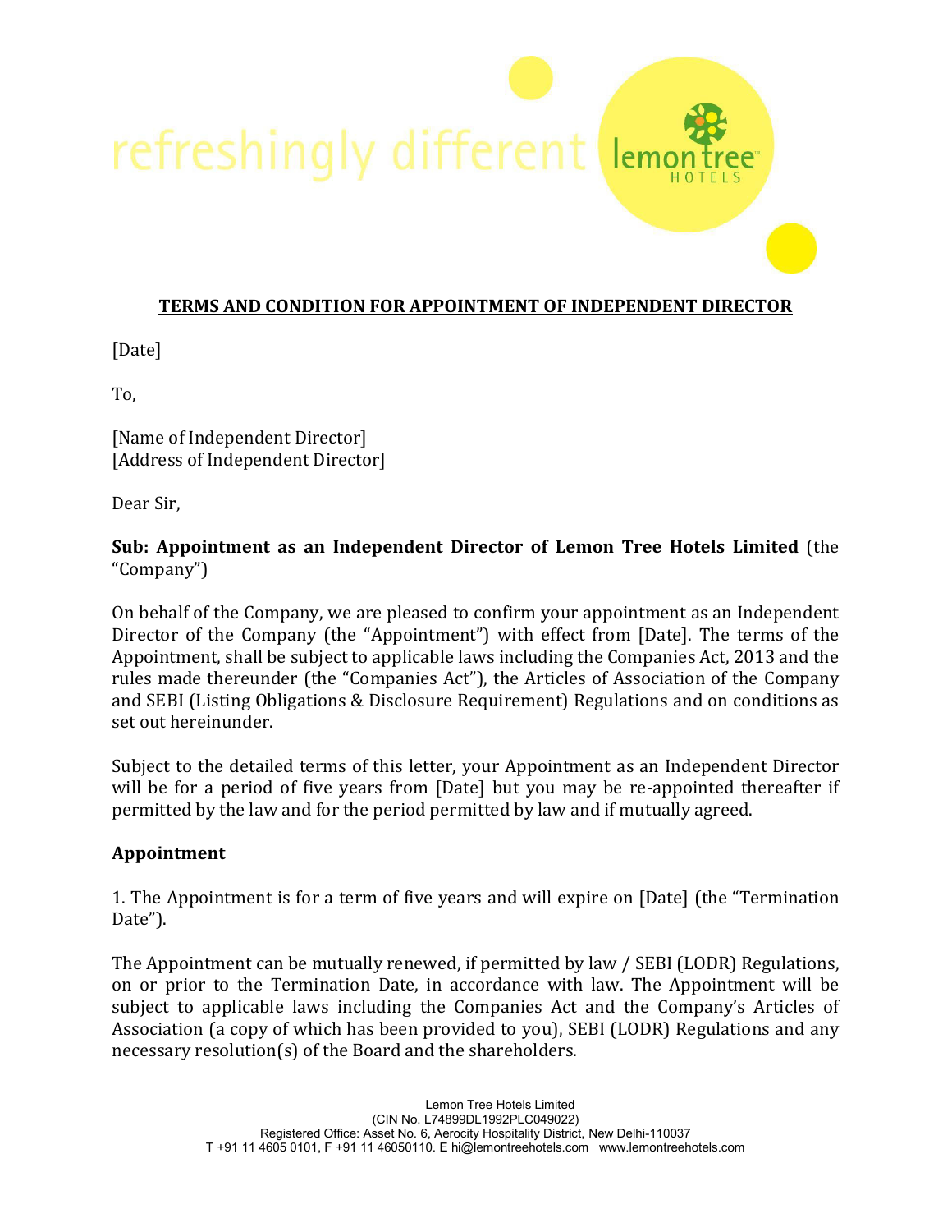## TERMS AND CONDITION FOR APPOINTMENT OF INDEPENDENT DIRECTOR

[Date]

To,

[Name of Independent Director]
[Address of Independent Director]

Dear Sir,

**Sub: Appointment as an Independent Director of Lemon Tree Hotels Limited** (the "Company")

On behalf of the Company, we are pleased to confirm your appointment as an Independent Director of the Company (the "Appointment") with effect from [Date]. The terms of the Appointment, shall be subject to applicable laws including the Companies Act, 2013 and the rules made thereunder (the "Companies Act"), the Articles of Association of the Company and SEBI (Listing Obligations & Disclosure Requirement) Regulations and on conditions as set out hereinunder.

Subject to the detailed terms of this letter, your Appointment as an Independent Director will be for a period of five years from [Date] but you may be re-appointed thereafter if permitted by the law and for the period permitted by law and if mutually agreed.

### Appointment

1. The Appointment is for a term of five years and will expire on [Date] (the "Termination Date").

The Appointment can be mutually renewed, if permitted by law / SEBI (LODR) Regulations, on or prior to the Termination Date, in accordance with law. The Appointment will be subject to applicable laws including the Companies Act and the Company's Articles of Association (a copy of which has been provided to you), SEBI (LODR) Regulations and any necessary resolution(s) of the Board and the shareholders.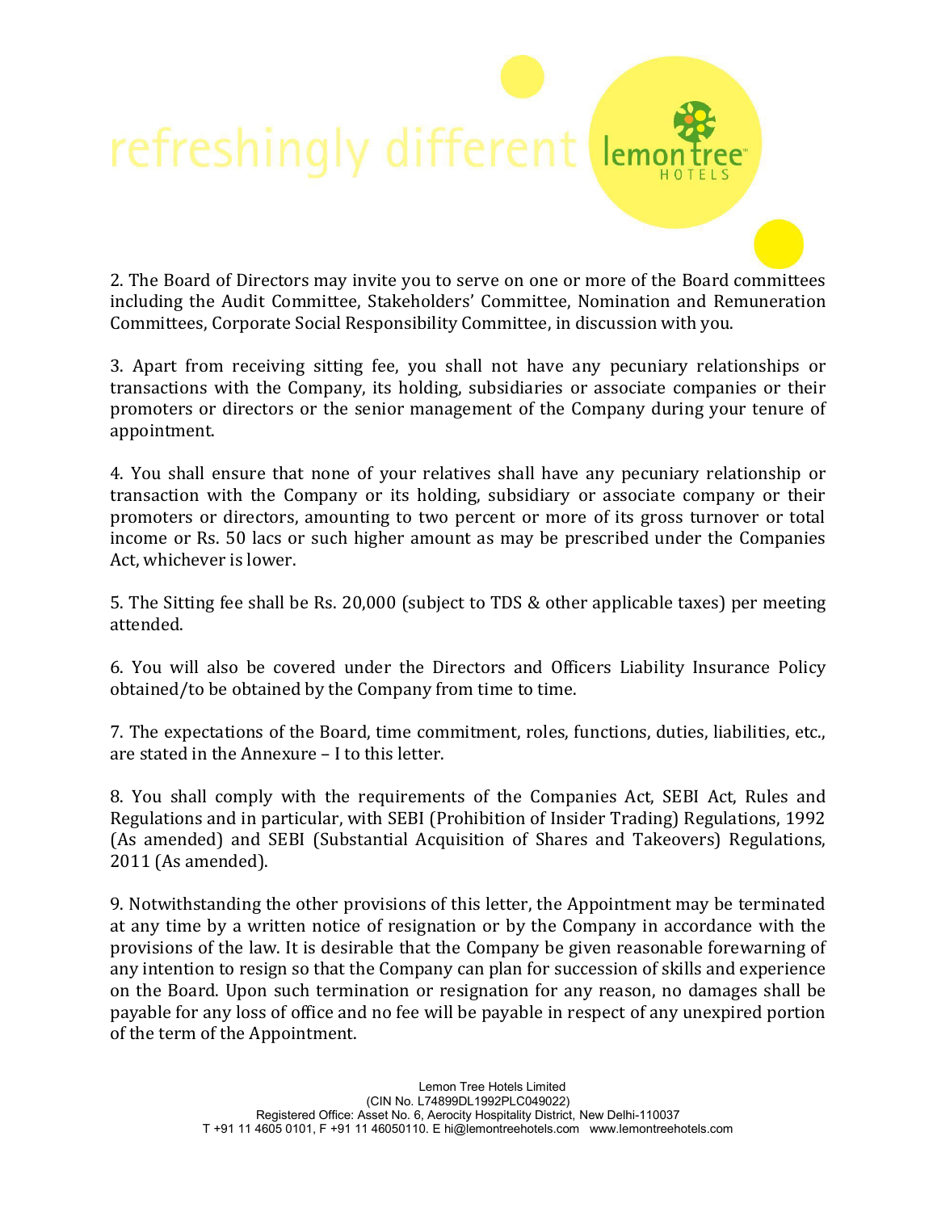2. The Board of Directors may invite you to serve on one or more of the Board committees including the Audit Committee, Stakeholders' Committee, Nomination and Remuneration Committees, Corporate Social Responsibility Committee, in discussion with you.

3. Apart from receiving sitting fee, you shall not have any pecuniary relationships or transactions with the Company, its holding, subsidiaries or associate companies or their promoters or directors or the senior management of the Company during your tenure of appointment.

4. You shall ensure that none of your relatives shall have any pecuniary relationship or transaction with the Company or its holding, subsidiary or associate company or their promoters or directors, amounting to two percent or more of its gross turnover or total income or Rs. 50 lacs or such higher amount as may be prescribed under the Companies Act, whichever is lower.

5. The Sitting fee shall be Rs. 20,000 (subject to TDS & other applicable taxes) per meeting attended.

6. You will also be covered under the Directors and Officers Liability Insurance Policy obtained/to be obtained by the Company from time to time.

7. The expectations of the Board, time commitment, roles, functions, duties, liabilities, etc., are stated in the Annexure – I to this letter.

8. You shall comply with the requirements of the Companies Act, SEBI Act, Rules and Regulations and in particular, with SEBI (Prohibition of Insider Trading) Regulations, 1992 (As amended) and SEBI (Substantial Acquisition of Shares and Takeovers) Regulations, 2011 (As amended).

9. Notwithstanding the other provisions of this letter, the Appointment may be terminated at any time by a written notice of resignation or by the Company in accordance with the provisions of the law. It is desirable that the Company be given reasonable forewarning of any intention to resign so that the Company can plan for succession of skills and experience on the Board. Upon such termination or resignation for any reason, no damages shall be payable for any loss of office and no fee will be payable in respect of any unexpired portion of the term of the Appointment.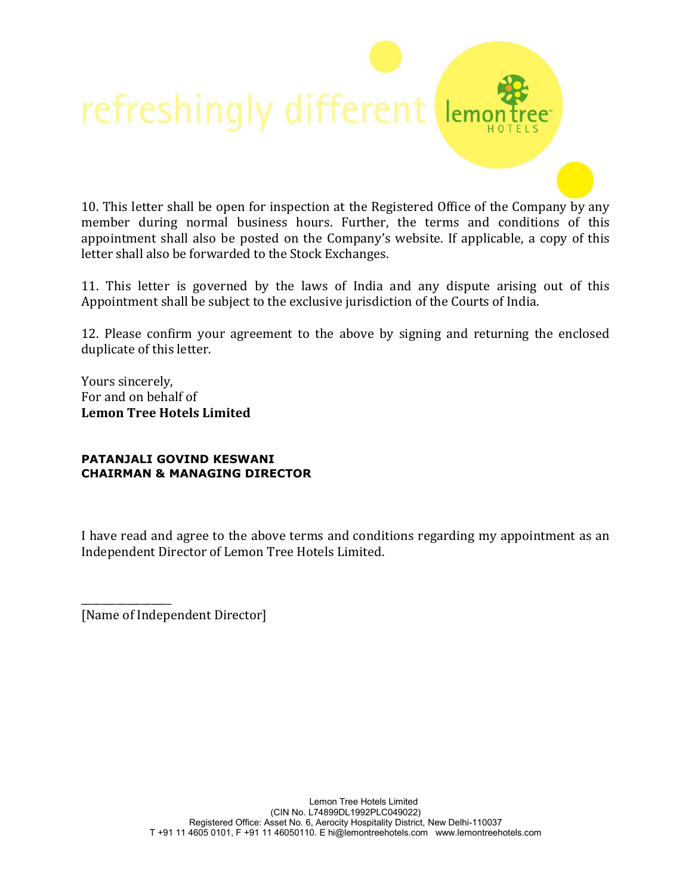10. This letter shall be open for inspection at the Registered Office of the Company by any member during normal business hours. Further, the terms and conditions of this appointment shall also be posted on the Company's website. If applicable, a copy of this letter shall also be forwarded to the Stock Exchanges.

11. This letter is governed by the laws of India and any dispute arising out of this Appointment shall be subject to the exclusive jurisdiction of the Courts of India.

12. Please confirm your agreement to the above by signing and returning the enclosed duplicate of this letter.

Yours sincerely,
For and on behalf of
**Lemon Tree Hotels Limited**

**PATANJALI GOVIND KESWANI**
**CHAIRMAN & MANAGING DIRECTOR**

I have read and agree to the above terms and conditions regarding my appointment as an Independent Director of Lemon Tree Hotels Limited.

_______________
[Name of Independent Director]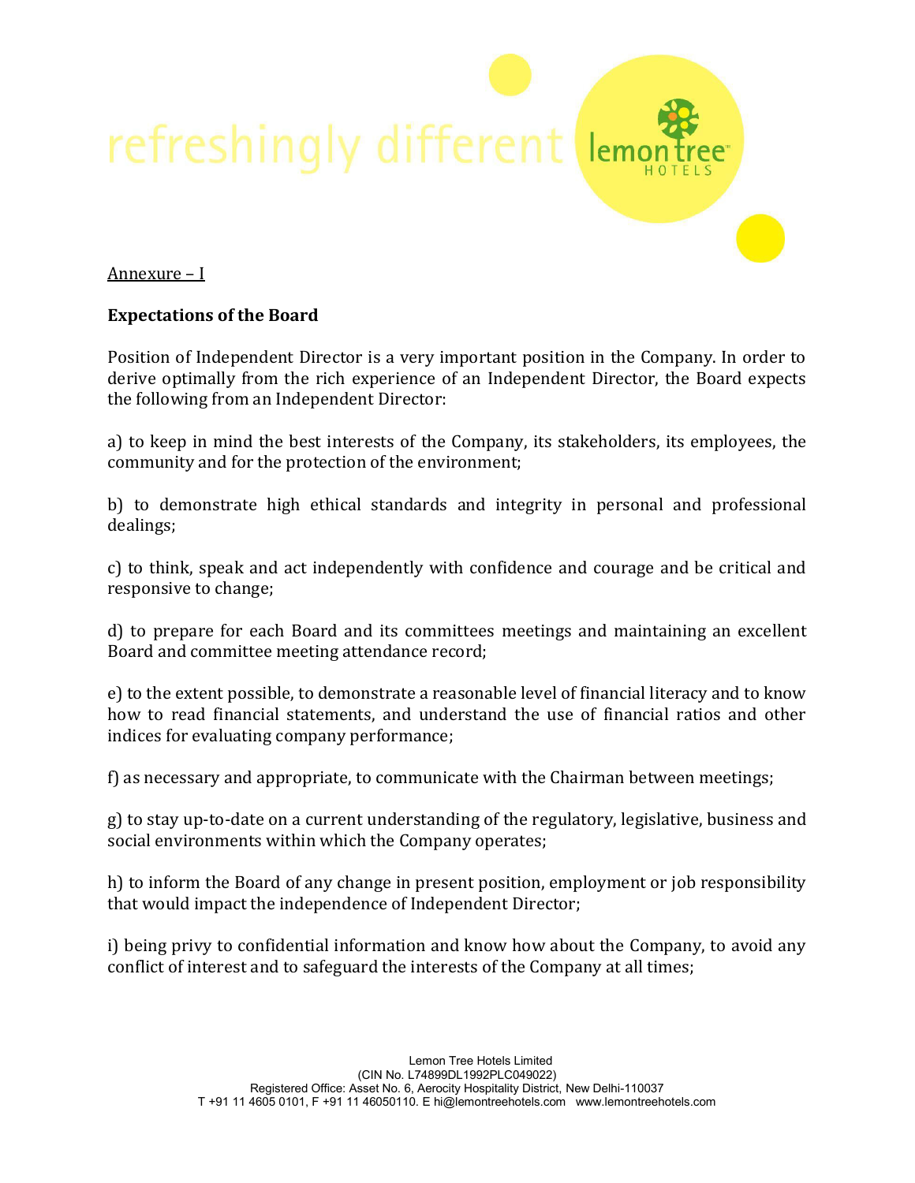Annexure – I

**Expectations of the Board**

Position of Independent Director is a very important position in the Company. In order to derive optimally from the rich experience of an Independent Director, the Board expects the following from an Independent Director:

a) to keep in mind the best interests of the Company, its stakeholders, its employees, the community and for the protection of the environment;

b) to demonstrate high ethical standards and integrity in personal and professional dealings;

c) to think, speak and act independently with confidence and courage and be critical and responsive to change;

d) to prepare for each Board and its committees meetings and maintaining an excellent Board and committee meeting attendance record;

e) to the extent possible, to demonstrate a reasonable level of financial literacy and to know how to read financial statements, and understand the use of financial ratios and other indices for evaluating company performance;

f) as necessary and appropriate, to communicate with the Chairman between meetings;

g) to stay up-to-date on a current understanding of the regulatory, legislative, business and social environments within which the Company operates;

h) to inform the Board of any change in present position, employment or job responsibility that would impact the independence of Independent Director;

i) being privy to confidential information and know how about the Company, to avoid any conflict of interest and to safeguard the interests of the Company at all times;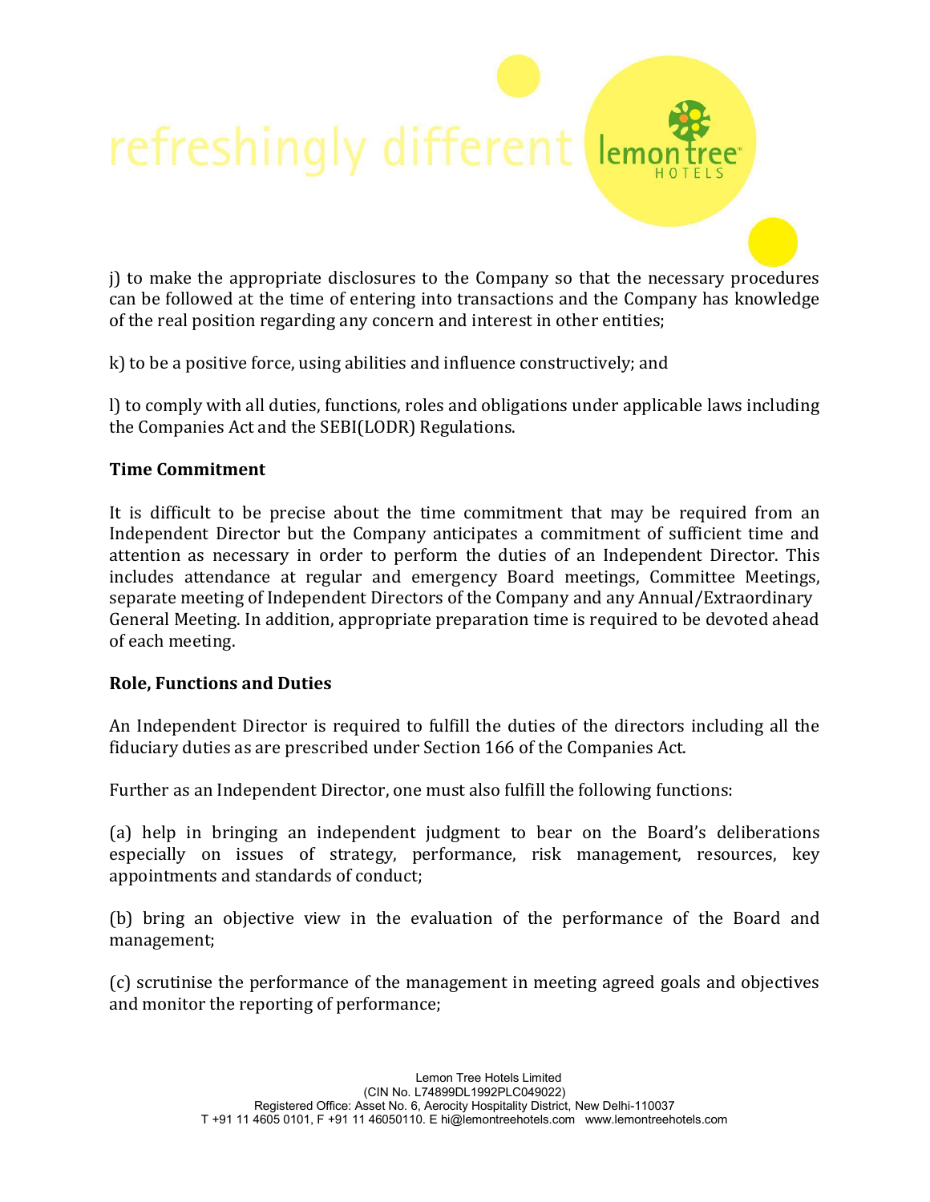j) to make the appropriate disclosures to the Company so that the necessary procedures can be followed at the time of entering into transactions and the Company has knowledge of the real position regarding any concern and interest in other entities;

k) to be a positive force, using abilities and influence constructively; and

l) to comply with all duties, functions, roles and obligations under applicable laws including the Companies Act and the SEBI(LODR) Regulations.

**Time Commitment**

It is difficult to be precise about the time commitment that may be required from an Independent Director but the Company anticipates a commitment of sufficient time and attention as necessary in order to perform the duties of an Independent Director. This includes attendance at regular and emergency Board meetings, Committee Meetings, separate meeting of Independent Directors of the Company and any Annual/Extraordinary General Meeting. In addition, appropriate preparation time is required to be devoted ahead of each meeting.

**Role, Functions and Duties**

An Independent Director is required to fulfill the duties of the directors including all the fiduciary duties as are prescribed under Section 166 of the Companies Act.

Further as an Independent Director, one must also fulfill the following functions:

(a) help in bringing an independent judgment to bear on the Board's deliberations especially on issues of strategy, performance, risk management, resources, key appointments and standards of conduct;

(b) bring an objective view in the evaluation of the performance of the Board and management;

(c) scrutinise the performance of the management in meeting agreed goals and objectives and monitor the reporting of performance;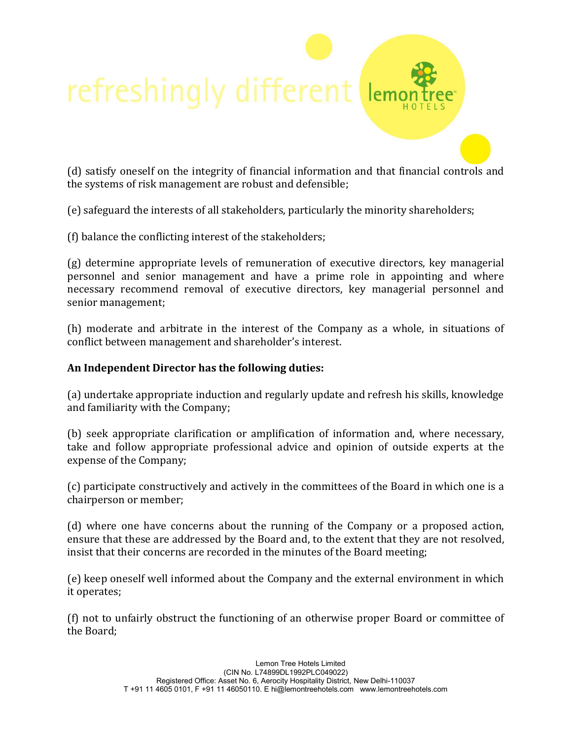(d) satisfy oneself on the integrity of financial information and that financial controls and the systems of risk management are robust and defensible;

(e) safeguard the interests of all stakeholders, particularly the minority shareholders;

(f) balance the conflicting interest of the stakeholders;

(g) determine appropriate levels of remuneration of executive directors, key managerial personnel and senior management and have a prime role in appointing and where necessary recommend removal of executive directors, key managerial personnel and senior management;

(h) moderate and arbitrate in the interest of the Company as a whole, in situations of conflict between management and shareholder's interest.

**An Independent Director has the following duties:**

(a) undertake appropriate induction and regularly update and refresh his skills, knowledge and familiarity with the Company;

(b) seek appropriate clarification or amplification of information and, where necessary, take and follow appropriate professional advice and opinion of outside experts at the expense of the Company;

(c) participate constructively and actively in the committees of the Board in which one is a chairperson or member;

(d) where one have concerns about the running of the Company or a proposed action, ensure that these are addressed by the Board and, to the extent that they are not resolved, insist that their concerns are recorded in the minutes of the Board meeting;

(e) keep oneself well informed about the Company and the external environment in which it operates;

(f) not to unfairly obstruct the functioning of an otherwise proper Board or committee of the Board;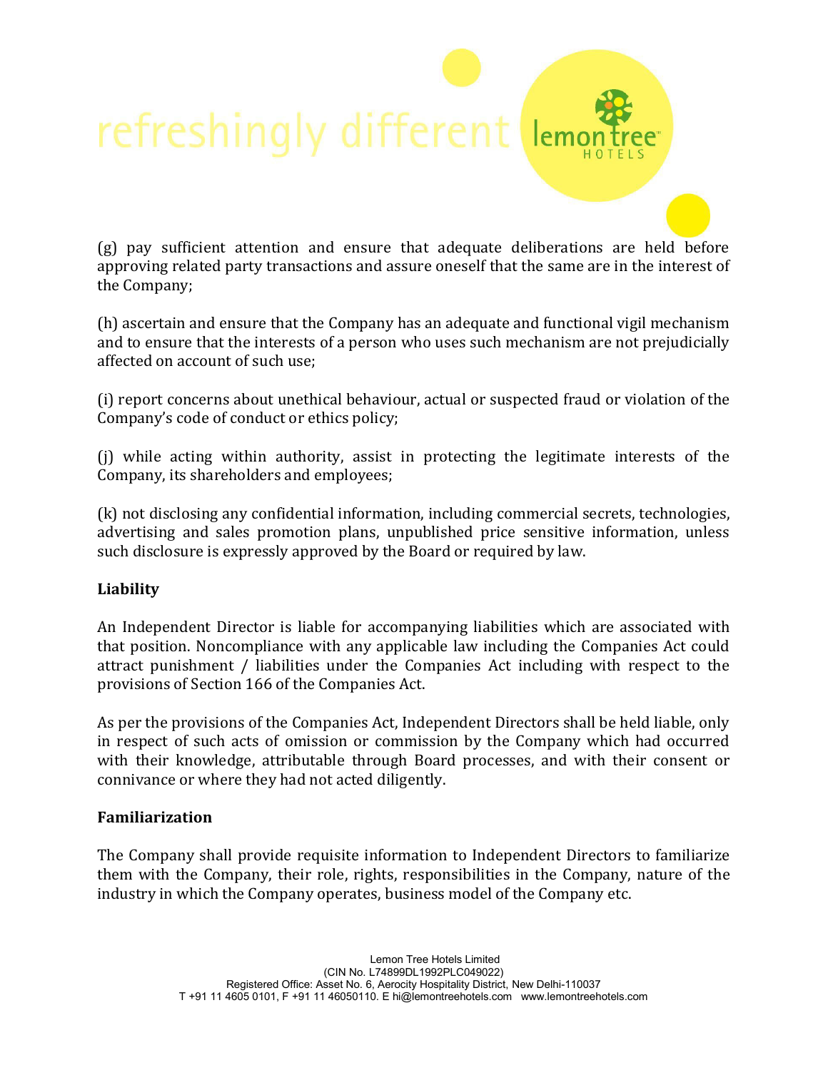(g) pay sufficient attention and ensure that adequate deliberations are held before approving related party transactions and assure oneself that the same are in the interest of the Company;

(h) ascertain and ensure that the Company has an adequate and functional vigil mechanism and to ensure that the interests of a person who uses such mechanism are not prejudicially affected on account of such use;

(i) report concerns about unethical behaviour, actual or suspected fraud or violation of the Company's code of conduct or ethics policy;

(j) while acting within authority, assist in protecting the legitimate interests of the Company, its shareholders and employees;

(k) not disclosing any confidential information, including commercial secrets, technologies, advertising and sales promotion plans, unpublished price sensitive information, unless such disclosure is expressly approved by the Board or required by law.

**Liability**

An Independent Director is liable for accompanying liabilities which are associated with that position. Noncompliance with any applicable law including the Companies Act could attract punishment / liabilities under the Companies Act including with respect to the provisions of Section 166 of the Companies Act.

As per the provisions of the Companies Act, Independent Directors shall be held liable, only in respect of such acts of omission or commission by the Company which had occurred with their knowledge, attributable through Board processes, and with their consent or connivance or where they had not acted diligently.

**Familiarization**

The Company shall provide requisite information to Independent Directors to familiarize them with the Company, their role, rights, responsibilities in the Company, nature of the industry in which the Company operates, business model of the Company etc.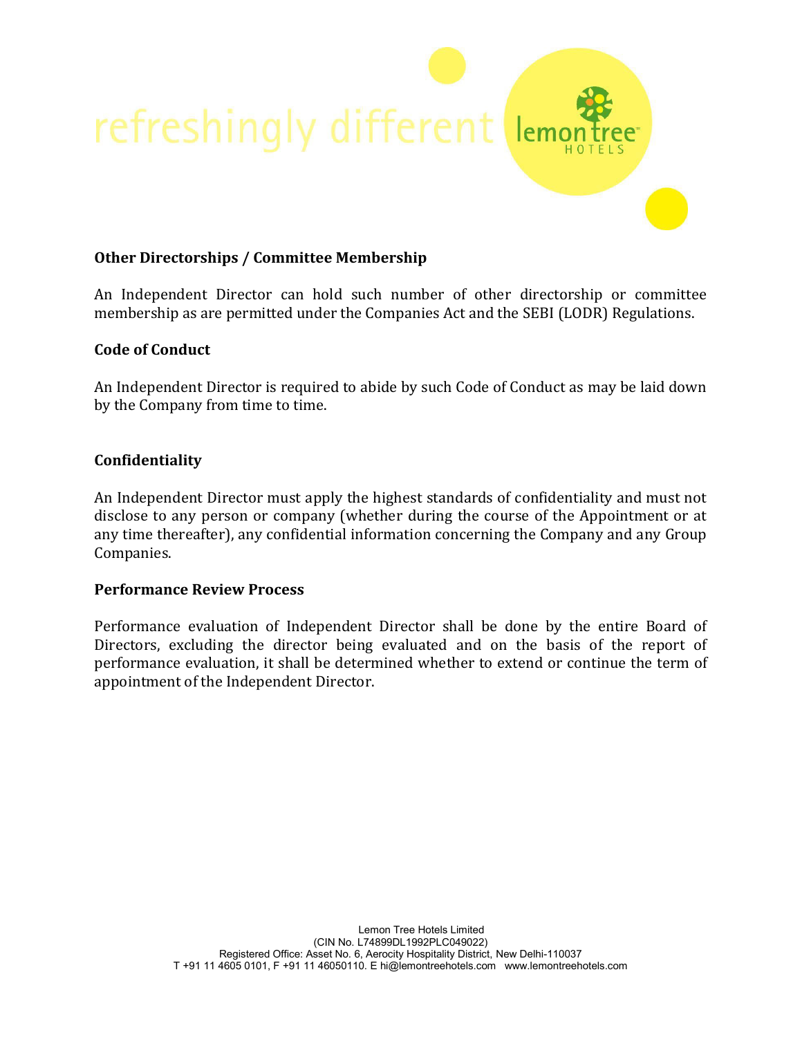**Other Directorships / Committee Membership**

An Independent Director can hold such number of other directorship or committee membership as are permitted under the Companies Act and the SEBI (LODR) Regulations.

**Code of Conduct**

An Independent Director is required to abide by such Code of Conduct as may be laid down by the Company from time to time.

**Confidentiality**

An Independent Director must apply the highest standards of confidentiality and must not disclose to any person or company (whether during the course of the Appointment or at any time thereafter), any confidential information concerning the Company and any Group Companies.

**Performance Review Process**

Performance evaluation of Independent Director shall be done by the entire Board of Directors, excluding the director being evaluated and on the basis of the report of performance evaluation, it shall be determined whether to extend or continue the term of appointment of the Independent Director.